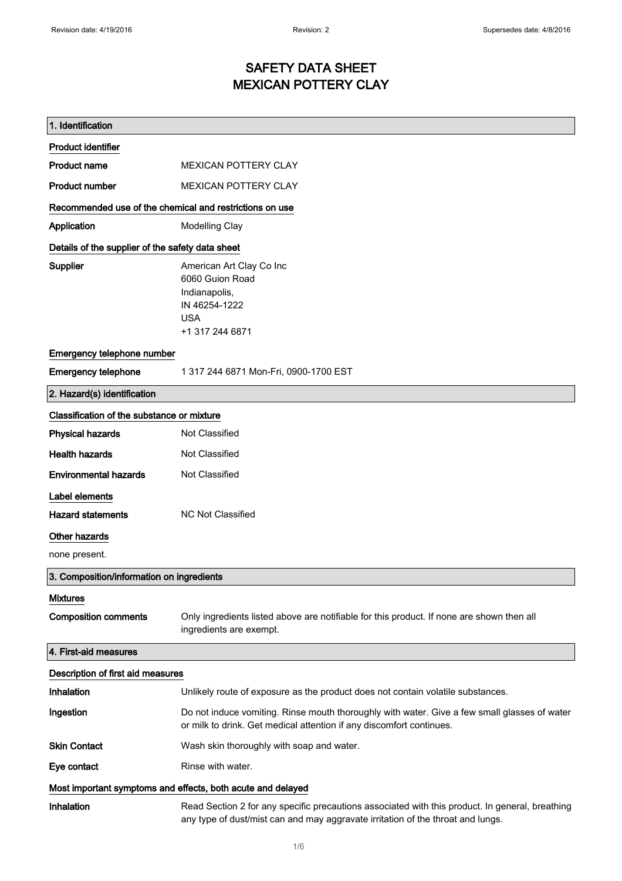# SAFETY DATA SHEET
# MEXICAN POTTERY CLAY

## 1. Identification

### Product identifier

| | |
|---|---|
| **Product name** | MEXICAN POTTERY CLAY |
| **Product number** | MEXICAN POTTERY CLAY |

### Recommended use of the chemical and restrictions on use

| | |
|---|---|
| **Application** | Modelling Clay |

### Details of the supplier of the safety data sheet

**Supplier**

American Art Clay Co Inc
6060 Guion Road
Indianapolis,
IN 46254-1222
USA
+1 317 244 6871

### Emergency telephone number

| | |
|---|---|
| **Emergency telephone** | 1 317 244 6871 Mon-Fri, 0900-1700 EST |

## 2. Hazard(s) identification

### Classification of the substance or mixture

| | |
|---|---|
| **Physical hazards** | Not Classified |
| **Health hazards** | Not Classified |
| **Environmental hazards** | Not Classified |

### Label elements

| | |
|---|---|
| **Hazard statements** | NC Not Classified |

### Other hazards

none present.

## 3. Composition/information on ingredients

### Mixtures

| | |
|---|---|
| **Composition comments** | Only ingredients listed above are notifiable for this product. If none are shown then all ingredients are exempt. |

## 4. First-aid measures

### Description of first aid measures

| | |
|---|---|
| **Inhalation** | Unlikely route of exposure as the product does not contain volatile substances. |
| **Ingestion** | Do not induce vomiting. Rinse mouth thoroughly with water. Give a few small glasses of water or milk to drink. Get medical attention if any discomfort continues. |
| **Skin Contact** | Wash skin thoroughly with soap and water. |
| **Eye contact** | Rinse with water. |

### Most important symptoms and effects, both acute and delayed

| | |
|---|---|
| **Inhalation** | Read Section 2 for any specific precautions associated with this product. In general, breathing any type of dust/mist can and may aggravate irritation of the throat and lungs. |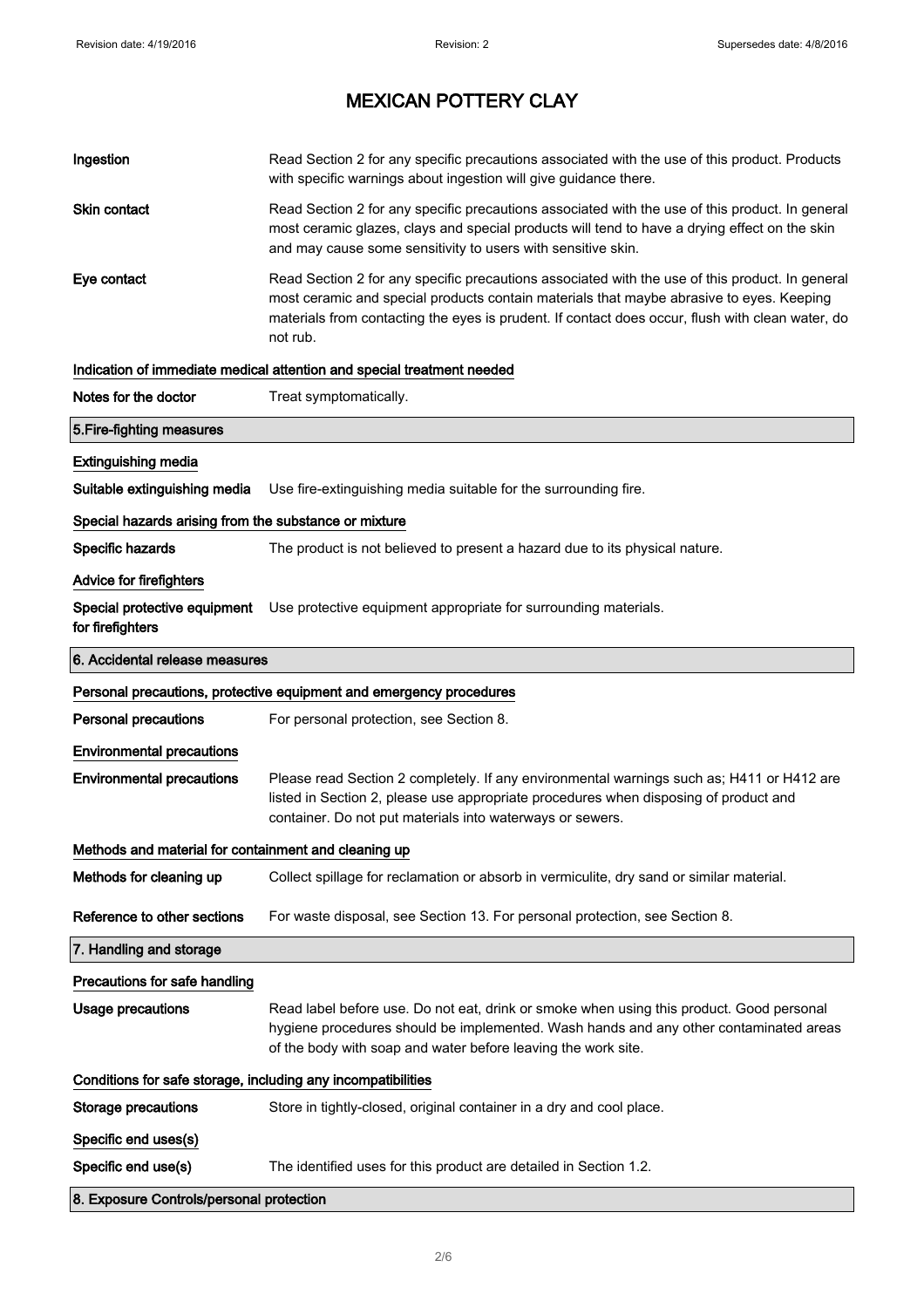# MEXICAN POTTERY CLAY

| | |
|---|---|
| **Ingestion** | Read Section 2 for any specific precautions associated with the use of this product. Products with specific warnings about ingestion will give guidance there. |
| **Skin contact** | Read Section 2 for any specific precautions associated with the use of this product. In general most ceramic glazes, clays and special products will tend to have a drying effect on the skin and may cause some sensitivity to users with sensitive skin. |
| **Eye contact** | Read Section 2 for any specific precautions associated with the use of this product. In general most ceramic and special products contain materials that maybe abrasive to eyes. Keeping materials from contacting the eyes is prudent. If contact does occur, flush with clean water, do not rub. |

**Indication of immediate medical attention and special treatment needed**

| | |
|---|---|
| **Notes for the doctor** | Treat symptomatically. |

## 5.Fire-fighting measures

**Extinguishing media**

| | |
|---|---|
| **Suitable extinguishing media** | Use fire-extinguishing media suitable for the surrounding fire. |

**Special hazards arising from the substance or mixture**

| | |
|---|---|
| **Specific hazards** | The product is not believed to present a hazard due to its physical nature. |

**Advice for firefighters**

| | |
|---|---|
| **Special protective equipment for firefighters** | Use protective equipment appropriate for surrounding materials. |

## 6. Accidental release measures

**Personal precautions, protective equipment and emergency procedures**

| | |
|---|---|
| **Personal precautions** | For personal protection, see Section 8. |

**Environmental precautions**

| | |
|---|---|
| **Environmental precautions** | Please read Section 2 completely. If any environmental warnings such as; H411 or H412 are listed in Section 2, please use appropriate procedures when disposing of product and container. Do not put materials into waterways or sewers. |

**Methods and material for containment and cleaning up**

| | |
|---|---|
| **Methods for cleaning up** | Collect spillage for reclamation or absorb in vermiculite, dry sand or similar material. |
| **Reference to other sections** | For waste disposal, see Section 13. For personal protection, see Section 8. |

## 7. Handling and storage

**Precautions for safe handling**

| | |
|---|---|
| **Usage precautions** | Read label before use. Do not eat, drink or smoke when using this product. Good personal hygiene procedures should be implemented. Wash hands and any other contaminated areas of the body with soap and water before leaving the work site. |

**Conditions for safe storage, including any incompatibilities**

| | |
|---|---|
| **Storage precautions** | Store in tightly-closed, original container in a dry and cool place. |

**Specific end uses(s)**

| | |
|---|---|
| **Specific end use(s)** | The identified uses for this product are detailed in Section 1.2. |

## 8. Exposure Controls/personal protection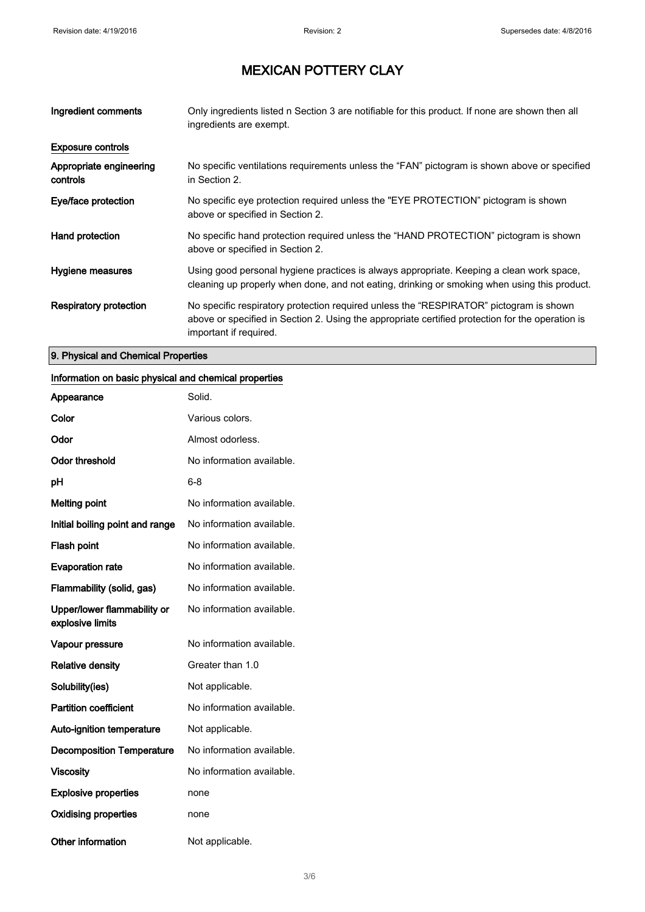# MEXICAN POTTERY CLAY

| | |
|---|---|
| **Ingredient comments** | Only ingredients listed n Section 3 are notifiable for this product. If none are shown then all ingredients are exempt. |

**Exposure controls**

| | |
|---|---|
| **Appropriate engineering controls** | No specific ventilations requirements unless the “FAN” pictogram is shown above or specified in Section 2. |
| **Eye/face protection** | No specific eye protection required unless the "EYE PROTECTION” pictogram is shown above or specified in Section 2. |
| **Hand protection** | No specific hand protection required unless the “HAND PROTECTION” pictogram is shown above or specified in Section 2. |
| **Hygiene measures** | Using good personal hygiene practices is always appropriate. Keeping a clean work space, cleaning up properly when done, and not eating, drinking or smoking when using this product. |
| **Respiratory protection** | No specific respiratory protection required unless the “RESPIRATOR” pictogram is shown above or specified in Section 2. Using the appropriate certified protection for the operation is important if required. |

## 9. Physical and Chemical Properties

**Information on basic physical and chemical properties**

| | |
|---|---|
| **Appearance** | Solid. |
| **Color** | Various colors. |
| **Odor** | Almost odorless. |
| **Odor threshold** | No information available. |
| **pH** | 6-8 |
| **Melting point** | No information available. |
| **Initial boiling point and range** | No information available. |
| **Flash point** | No information available. |
| **Evaporation rate** | No information available. |
| **Flammability (solid, gas)** | No information available. |
| **Upper/lower flammability or explosive limits** | No information available. |
| **Vapour pressure** | No information available. |
| **Relative density** | Greater than 1.0 |
| **Solubility(ies)** | Not applicable. |
| **Partition coefficient** | No information available. |
| **Auto-ignition temperature** | Not applicable. |
| **Decomposition Temperature** | No information available. |
| **Viscosity** | No information available. |
| **Explosive properties** | none |
| **Oxidising properties** | none |
| **Other information** | Not applicable. |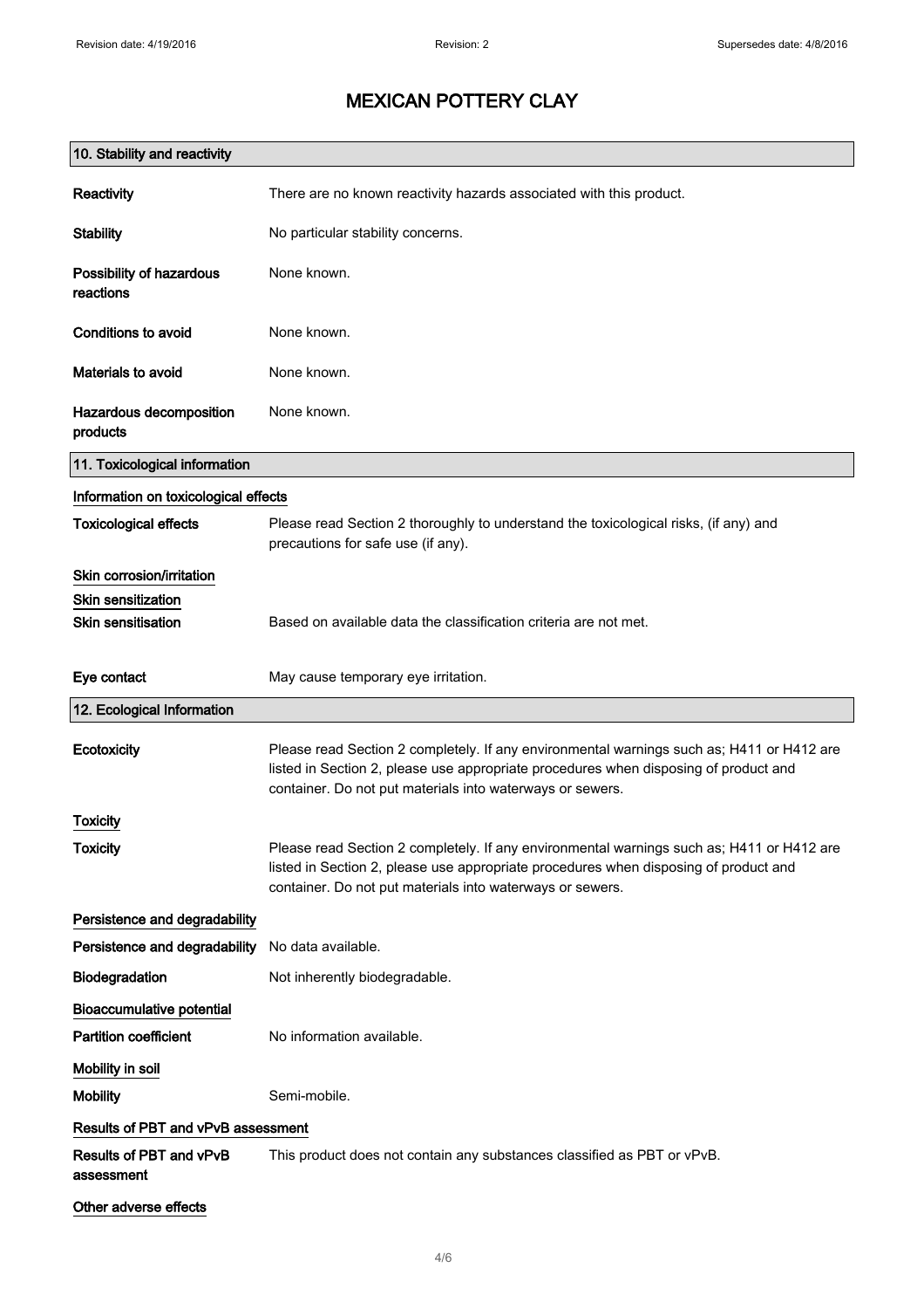# MEXICAN POTTERY CLAY

## 10. Stability and reactivity

**Reactivity** There are no known reactivity hazards associated with this product.

**Stability** No particular stability concerns.

**Possibility of hazardous reactions** None known.

**Conditions to avoid** None known.

**Materials to avoid** None known.

**Hazardous decomposition products** None known.

## 11. Toxicological information

### Information on toxicological effects

**Toxicological effects** Please read Section 2 thoroughly to understand the toxicological risks, (if any) and precautions for safe use (if any).

### Skin corrosion/irritation

### Skin sensitization

**Skin sensitisation** Based on available data the classification criteria are not met.

**Eye contact** May cause temporary eye irritation.

## 12. Ecological Information

**Ecotoxicity** Please read Section 2 completely. If any environmental warnings such as; H411 or H412 are listed in Section 2, please use appropriate procedures when disposing of product and container. Do not put materials into waterways or sewers.

### Toxicity

**Toxicity** Please read Section 2 completely. If any environmental warnings such as; H411 or H412 are listed in Section 2, please use appropriate procedures when disposing of product and container. Do not put materials into waterways or sewers.

### Persistence and degradability

**Persistence and degradability** No data available.

**Biodegradation** Not inherently biodegradable.

### Bioaccumulative potential

**Partition coefficient** No information available.

### Mobility in soil

**Mobility** Semi-mobile.

### Results of PBT and vPvB assessment

**Results of PBT and vPvB assessment** This product does not contain any substances classified as PBT or vPvB.

### Other adverse effects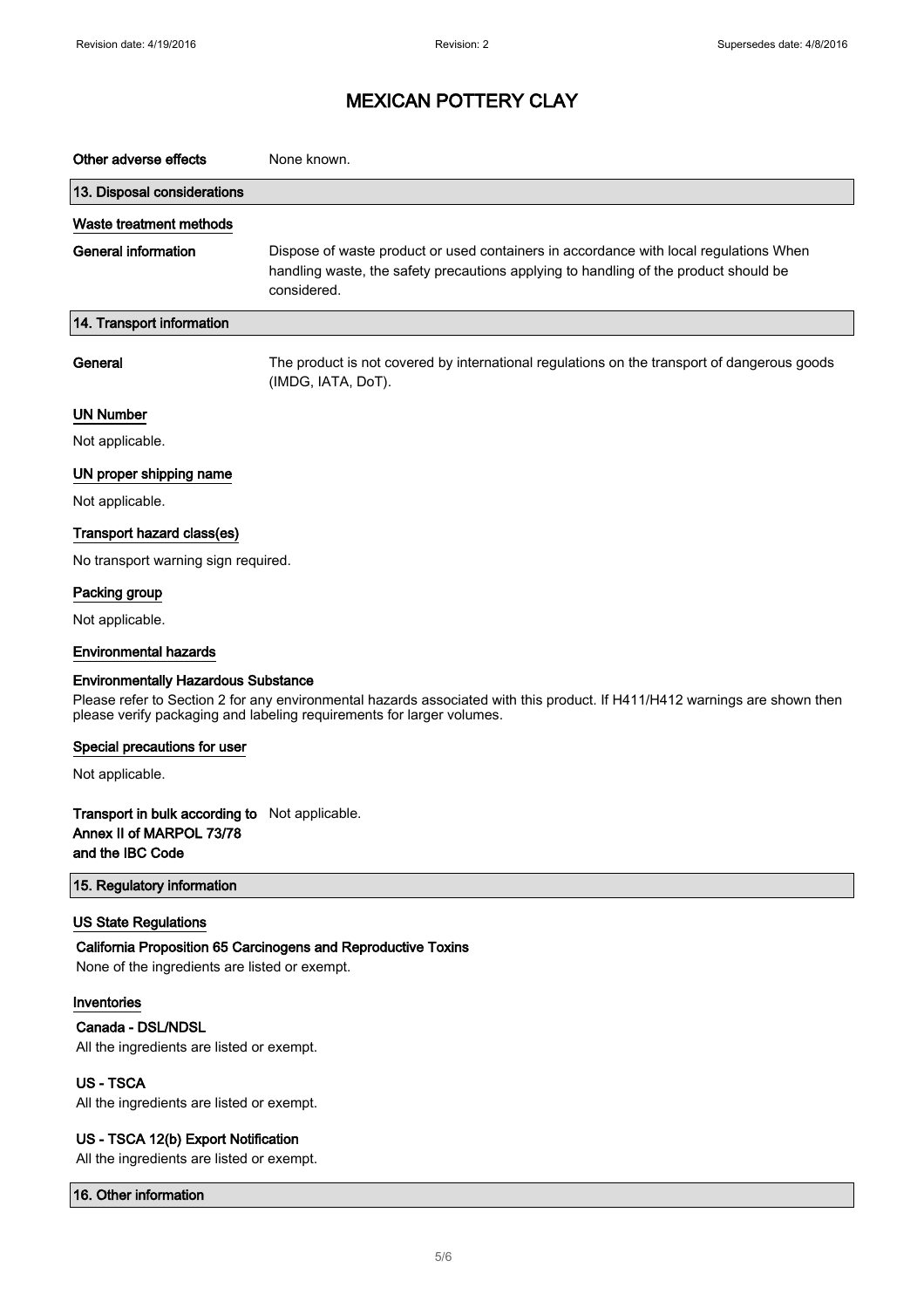# MEXICAN POTTERY CLAY

**Other adverse effects** None known.

## 13. Disposal considerations

### Waste treatment methods

**General information** Dispose of waste product or used containers in accordance with local regulations When handling waste, the safety precautions applying to handling of the product should be considered.

## 14. Transport information

**General** The product is not covered by international regulations on the transport of dangerous goods (IMDG, IATA, DoT).

### UN Number

Not applicable.

### UN proper shipping name

Not applicable.

### Transport hazard class(es)

No transport warning sign required.

### Packing group

Not applicable.

### Environmental hazards

**Environmentally Hazardous Substance**

Please refer to Section 2 for any environmental hazards associated with this product. If H411/H412 warnings are shown then please verify packaging and labeling requirements for larger volumes.

### Special precautions for user

Not applicable.

**Transport in bulk according to Annex II of MARPOL 73/78 and the IBC Code** Not applicable.

## 15. Regulatory information

### US State Regulations

**California Proposition 65 Carcinogens and Reproductive Toxins**

None of the ingredients are listed or exempt.

### Inventories

**Canada - DSL/NDSL**

All the ingredients are listed or exempt.

**US - TSCA**

All the ingredients are listed or exempt.

**US - TSCA 12(b) Export Notification**

All the ingredients are listed or exempt.

## 16. Other information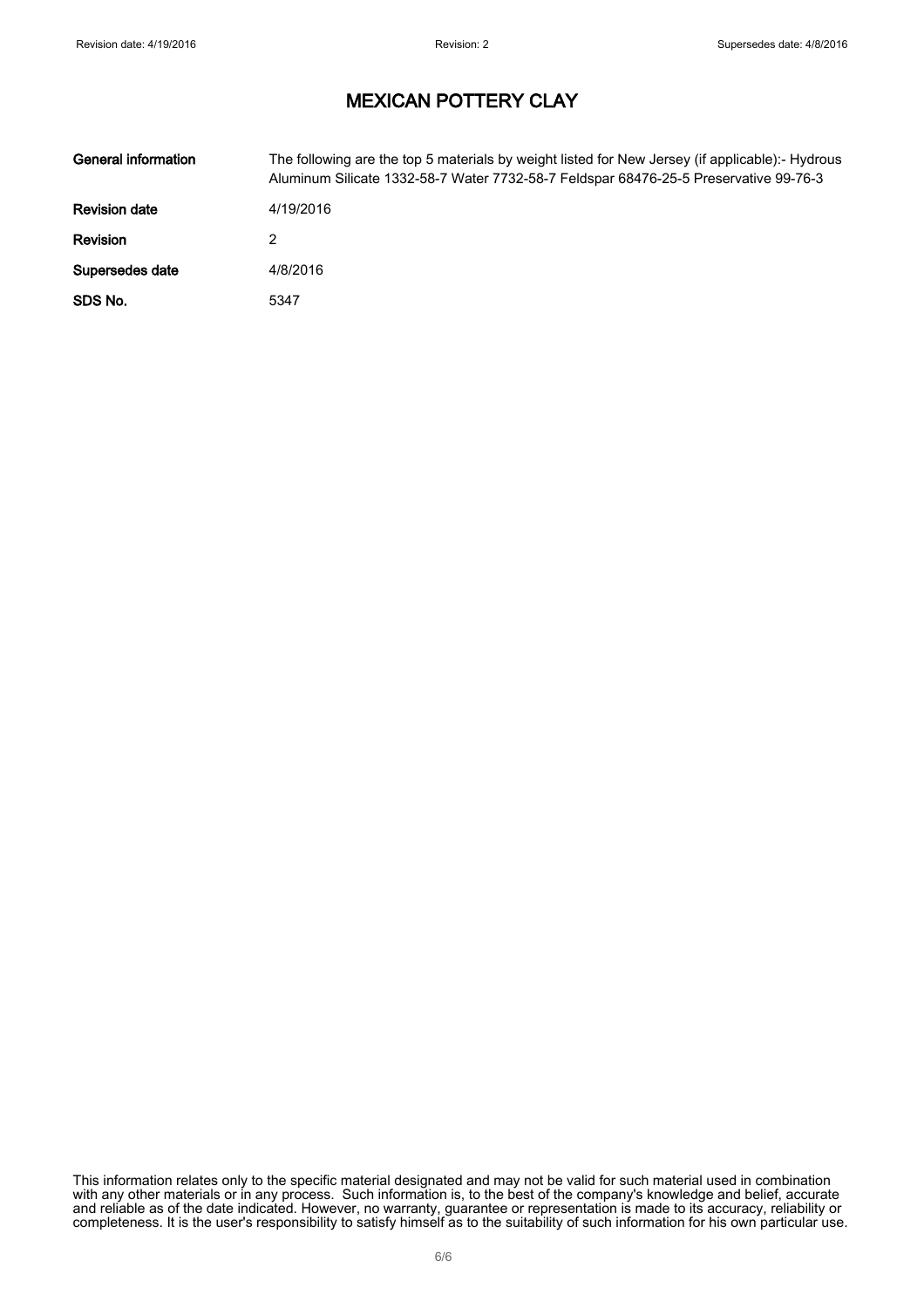# MEXICAN POTTERY CLAY

| | |
|---|---|
| **General information** | The following are the top 5 materials by weight listed for New Jersey (if applicable):- Hydrous Aluminum Silicate 1332-58-7 Water 7732-58-7 Feldspar 68476-25-5 Preservative 99-76-3 |
| **Revision date** | 4/19/2016 |
| **Revision** | 2 |
| **Supersedes date** | 4/8/2016 |
| **SDS No.** | 5347 |

This information relates only to the specific material designated and may not be valid for such material used in combination with any other materials or in any process. Such information is, to the best of the company's knowledge and belief, accurate and reliable as of the date indicated. However, no warranty, guarantee or representation is made to its accuracy, reliability or completeness. It is the user's responsibility to satisfy himself as to the suitability of such information for his own particular use.